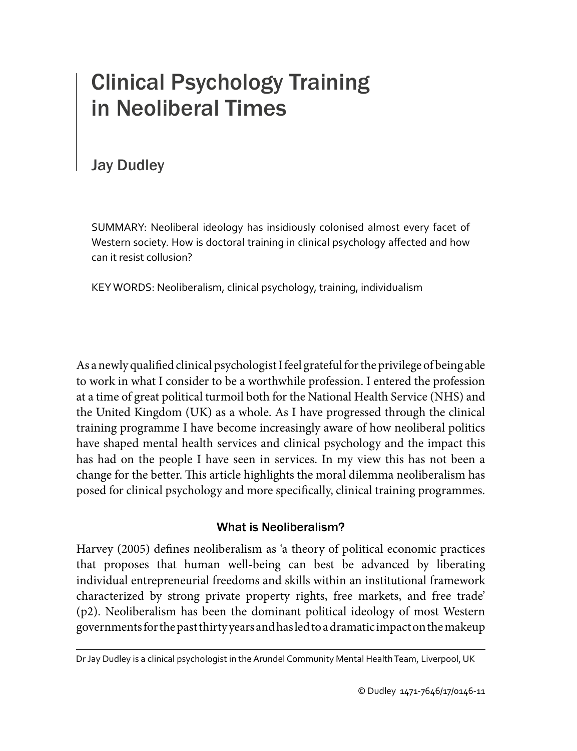# Clinical Psychology Training in Neoliberal Times

## Jay Dudley

SUMMARY: Neoliberal ideology has insidiously colonised almost every facet of Western society. How is doctoral training in clinical psychology affected and how can it resist collusion?

KEY WORDS: Neoliberalism, clinical psychology, training, individualism

As a newly qualified clinical psychologist I feel grateful for the privilege of being able to work in what I consider to be a worthwhile profession. I entered the profession at a time of great political turmoil both for the National Health Service (NHS) and the United Kingdom (UK) as a whole. As I have progressed through the clinical training programme I have become increasingly aware of how neoliberal politics have shaped mental health services and clinical psychology and the impact this has had on the people I have seen in services. In my view this has not been a change for the better. This article highlights the moral dilemma neoliberalism has posed for clinical psychology and more specifically, clinical training programmes.

### What is Neoliberalism?

Harvey (2005) defines neoliberalism as 'a theory of political economic practices that proposes that human well-being can best be advanced by liberating individual entrepreneurial freedoms and skills within an institutional framework characterized by strong private property rights, free markets, and free trade' (p2). Neoliberalism has been the dominant political ideology of most Western governments for the past thirty years and has led to a dramatic impact on the makeup

Dr Jay Dudley is a clinical psychologist in the Arundel Community Mental Health Team, Liverpool, UK

© Dudley 1471-7646/17/0146-11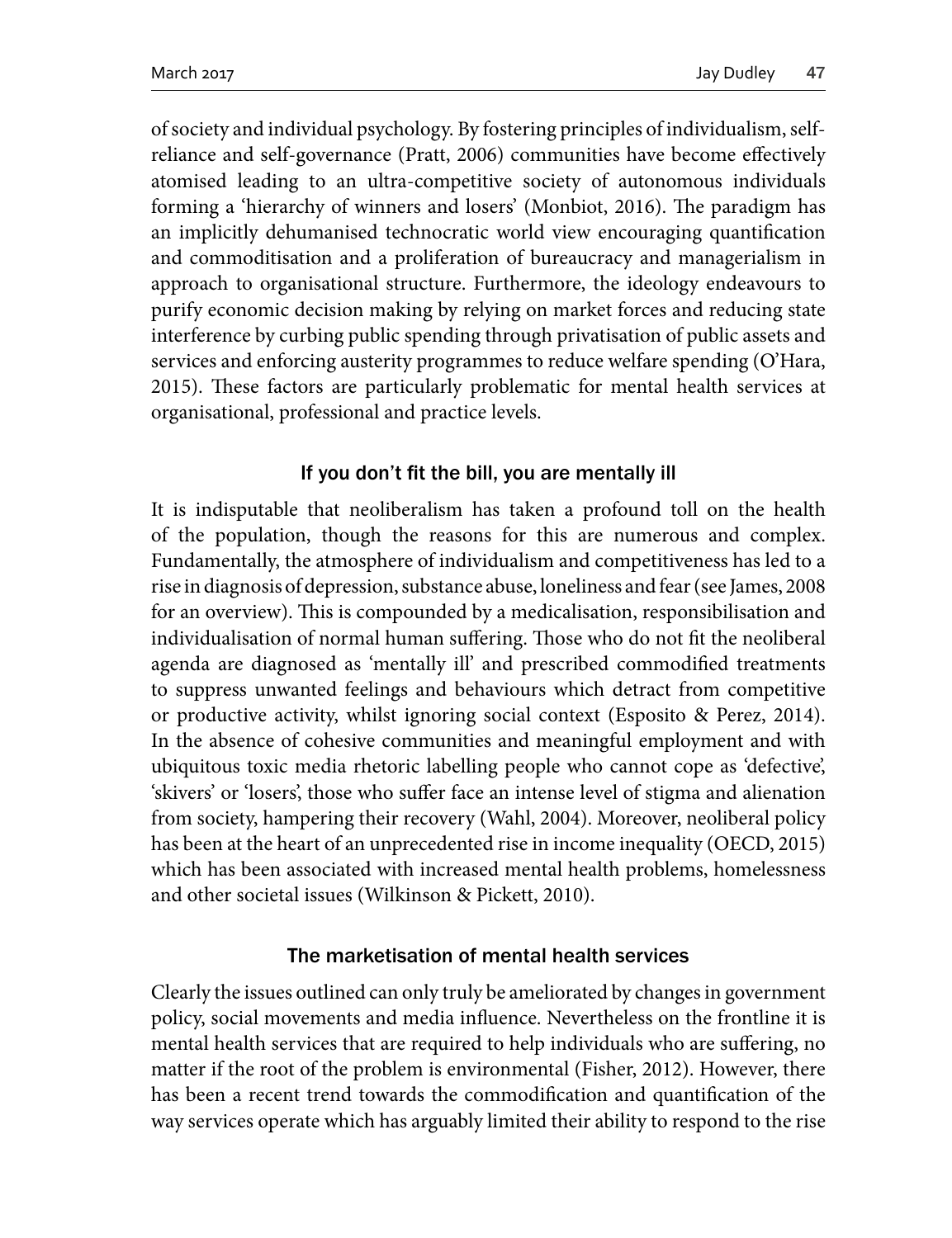of society and individual psychology. By fostering principles of individualism, self-reliance and self-governance (Pratt, 2006) communities have become effectively atomised leading to an ultra-competitive society of autonomous individuals forming a 'hierarchy of winners and losers' (Monbiot, 2016). The paradigm has an implicitly dehumanised technocratic world view encouraging quantification and commoditisation and a proliferation of bureaucracy and managerialism in approach to organisational structure. Furthermore, the ideology endeavours to purify economic decision making by relying on market forces and reducing state interference by curbing public spending through privatisation of public assets and services and enforcing austerity programmes to reduce welfare spending (O'Hara, 2015). These factors are particularly problematic for mental health services at organisational, professional and practice levels.

## If you don't fit the bill, you are mentally ill

It is indisputable that neoliberalism has taken a profound toll on the health of the population, though the reasons for this are numerous and complex. Fundamentally, the atmosphere of individualism and competitiveness has led to a rise in diagnosis of depression, substance abuse, loneliness and fear (see James, 2008 for an overview). This is compounded by a medicalisation, responsibilisation and individualisation of normal human suffering. Those who do not fit the neoliberal agenda are diagnosed as 'mentally ill' and prescribed commodified treatments to suppress unwanted feelings and behaviours which detract from competitive or productive activity, whilst ignoring social context (Esposito & Perez, 2014). In the absence of cohesive communities and meaningful employment and with ubiquitous toxic media rhetoric labelling people who cannot cope as 'defective', 'skivers' or 'losers', those who suffer face an intense level of stigma and alienation from society, hampering their recovery (Wahl, 2004). Moreover, neoliberal policy has been at the heart of an unprecedented rise in income inequality (OECD, 2015) which has been associated with increased mental health problems, homelessness and other societal issues (Wilkinson & Pickett, 2010).

## The marketisation of mental health services

Clearly the issues outlined can only truly be ameliorated by changes in government policy, social movements and media influence. Nevertheless on the frontline it is mental health services that are required to help individuals who are suffering, no matter if the root of the problem is environmental (Fisher, 2012). However, there has been a recent trend towards the commodification and quantification of the way services operate which has arguably limited their ability to respond to the rise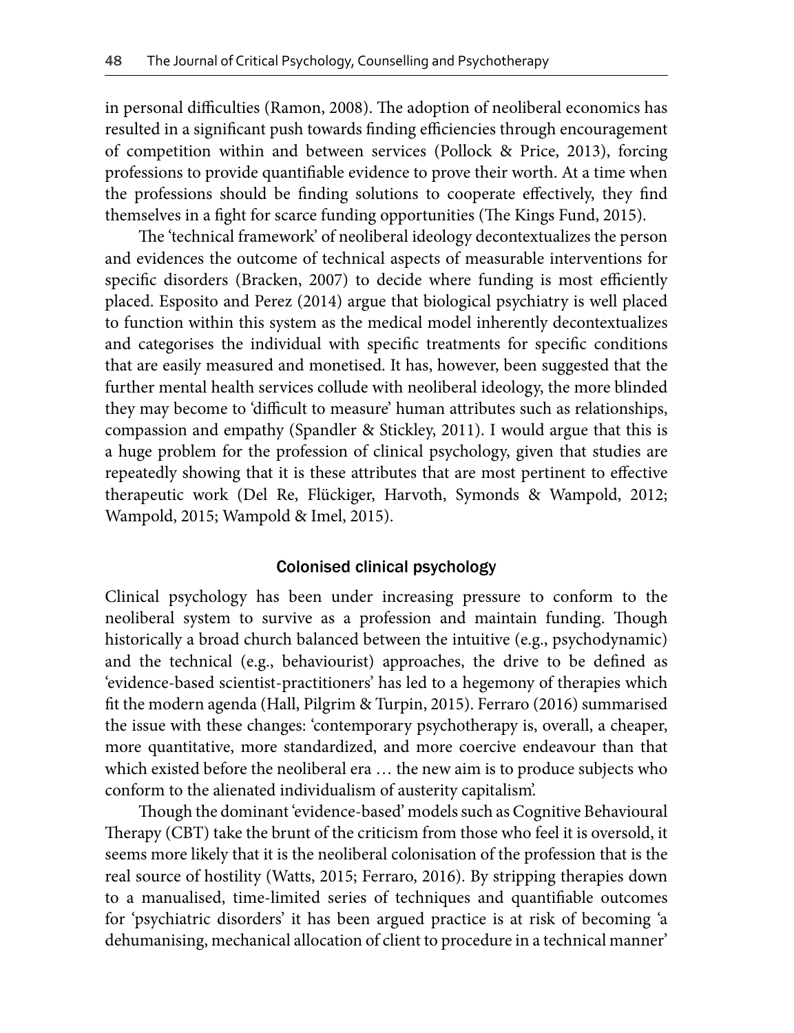in personal difficulties (Ramon, 2008). The adoption of neoliberal economics has resulted in a significant push towards finding efficiencies through encouragement of competition within and between services (Pollock & Price, 2013), forcing professions to provide quantifiable evidence to prove their worth. At a time when the professions should be finding solutions to cooperate effectively, they find themselves in a fight for scarce funding opportunities (The Kings Fund, 2015).

The 'technical framework' of neoliberal ideology decontextualizes the person and evidences the outcome of technical aspects of measurable interventions for specific disorders (Bracken, 2007) to decide where funding is most efficiently placed. Esposito and Perez (2014) argue that biological psychiatry is well placed to function within this system as the medical model inherently decontextualizes and categorises the individual with specific treatments for specific conditions that are easily measured and monetised. It has, however, been suggested that the further mental health services collude with neoliberal ideology, the more blinded they may become to 'difficult to measure' human attributes such as relationships, compassion and empathy (Spandler & Stickley, 2011). I would argue that this is a huge problem for the profession of clinical psychology, given that studies are repeatedly showing that it is these attributes that are most pertinent to effective therapeutic work (Del Re, Flückiger, Harvoth, Symonds & Wampold, 2012; Wampold, 2015; Wampold & Imel, 2015).

## Colonised clinical psychology

Clinical psychology has been under increasing pressure to conform to the neoliberal system to survive as a profession and maintain funding. Though historically a broad church balanced between the intuitive (e.g., psychodynamic) and the technical (e.g., behaviourist) approaches, the drive to be defined as 'evidence-based scientist-practitioners' has led to a hegemony of therapies which fit the modern agenda (Hall, Pilgrim & Turpin, 2015). Ferraro (2016) summarised the issue with these changes: 'contemporary psychotherapy is, overall, a cheaper, more quantitative, more standardized, and more coercive endeavour than that which existed before the neoliberal era … the new aim is to produce subjects who conform to the alienated individualism of austerity capitalism'.

Though the dominant 'evidence-based' models such as Cognitive Behavioural Therapy (CBT) take the brunt of the criticism from those who feel it is oversold, it seems more likely that it is the neoliberal colonisation of the profession that is the real source of hostility (Watts, 2015; Ferraro, 2016). By stripping therapies down to a manualised, time-limited series of techniques and quantifiable outcomes for 'psychiatric disorders' it has been argued practice is at risk of becoming 'a dehumanising, mechanical allocation of client to procedure in a technical manner'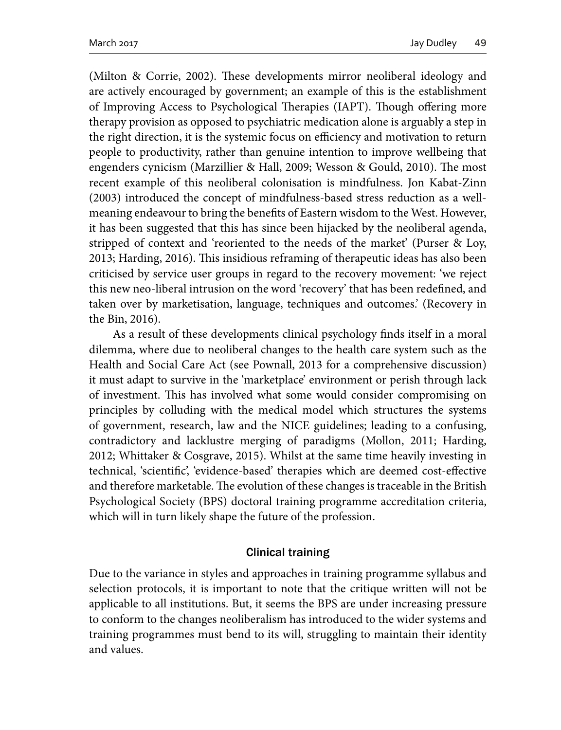(Milton & Corrie, 2002). These developments mirror neoliberal ideology and are actively encouraged by government; an example of this is the establishment of Improving Access to Psychological Therapies (IAPT). Though offering more therapy provision as opposed to psychiatric medication alone is arguably a step in the right direction, it is the systemic focus on efficiency and motivation to return people to productivity, rather than genuine intention to improve wellbeing that engenders cynicism (Marzillier & Hall, 2009; Wesson & Gould, 2010). The most recent example of this neoliberal colonisation is mindfulness. Jon Kabat-Zinn (2003) introduced the concept of mindfulness-based stress reduction as a well-meaning endeavour to bring the benefits of Eastern wisdom to the West. However, it has been suggested that this has since been hijacked by the neoliberal agenda, stripped of context and 'reoriented to the needs of the market' (Purser & Loy, 2013; Harding, 2016). This insidious reframing of therapeutic ideas has also been criticised by service user groups in regard to the recovery movement: 'we reject this new neo-liberal intrusion on the word 'recovery' that has been redefined, and taken over by marketisation, language, techniques and outcomes.' (Recovery in the Bin, 2016).

As a result of these developments clinical psychology finds itself in a moral dilemma, where due to neoliberal changes to the health care system such as the Health and Social Care Act (see Pownall, 2013 for a comprehensive discussion) it must adapt to survive in the 'marketplace' environment or perish through lack of investment. This has involved what some would consider compromising on principles by colluding with the medical model which structures the systems of government, research, law and the NICE guidelines; leading to a confusing, contradictory and lacklustre merging of paradigms (Mollon, 2011; Harding, 2012; Whittaker & Cosgrave, 2015). Whilst at the same time heavily investing in technical, 'scientific', 'evidence-based' therapies which are deemed cost-effective and therefore marketable. The evolution of these changes is traceable in the British Psychological Society (BPS) doctoral training programme accreditation criteria, which will in turn likely shape the future of the profession.

## Clinical training

Due to the variance in styles and approaches in training programme syllabus and selection protocols, it is important to note that the critique written will not be applicable to all institutions. But, it seems the BPS are under increasing pressure to conform to the changes neoliberalism has introduced to the wider systems and training programmes must bend to its will, struggling to maintain their identity and values.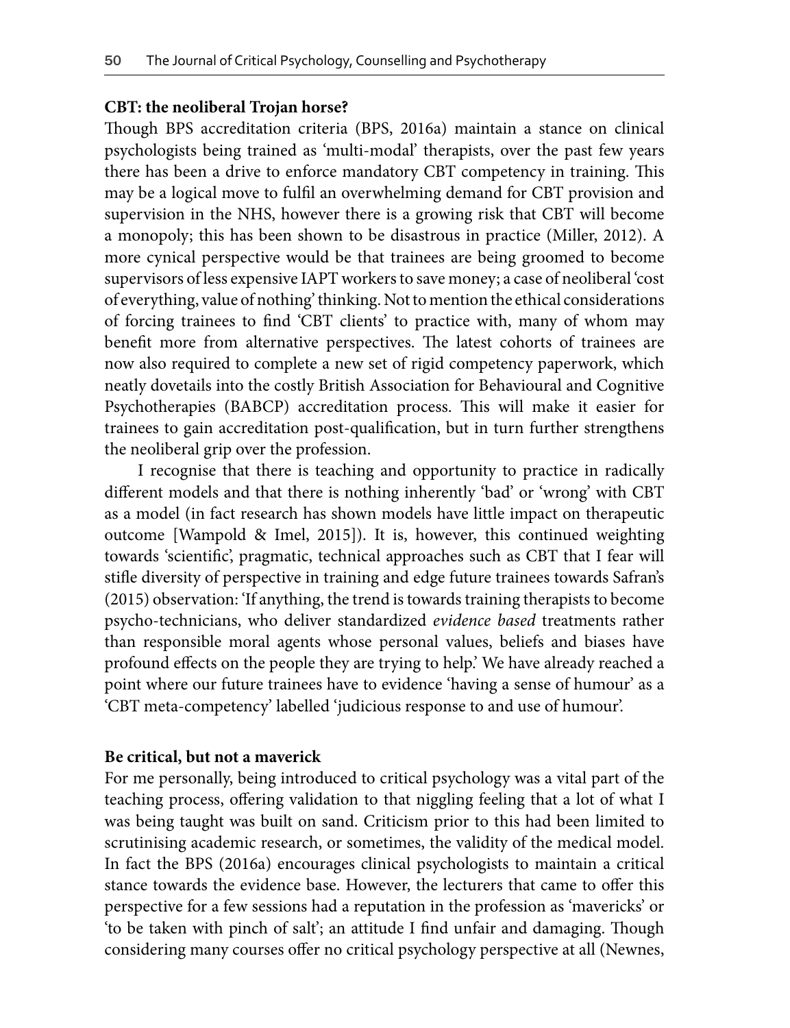**CBT: the neoliberal Trojan horse?**

Though BPS accreditation criteria (BPS, 2016a) maintain a stance on clinical psychologists being trained as 'multi-modal' therapists, over the past few years there has been a drive to enforce mandatory CBT competency in training. This may be a logical move to fulfil an overwhelming demand for CBT provision and supervision in the NHS, however there is a growing risk that CBT will become a monopoly; this has been shown to be disastrous in practice (Miller, 2012). A more cynical perspective would be that trainees are being groomed to become supervisors of less expensive IAPT workers to save money; a case of neoliberal 'cost of everything, value of nothing' thinking. Not to mention the ethical considerations of forcing trainees to find 'CBT clients' to practice with, many of whom may benefit more from alternative perspectives. The latest cohorts of trainees are now also required to complete a new set of rigid competency paperwork, which neatly dovetails into the costly British Association for Behavioural and Cognitive Psychotherapies (BABCP) accreditation process. This will make it easier for trainees to gain accreditation post-qualification, but in turn further strengthens the neoliberal grip over the profession.

I recognise that there is teaching and opportunity to practice in radically different models and that there is nothing inherently 'bad' or 'wrong' with CBT as a model (in fact research has shown models have little impact on therapeutic outcome [Wampold & Imel, 2015]). It is, however, this continued weighting towards 'scientific', pragmatic, technical approaches such as CBT that I fear will stifle diversity of perspective in training and edge future trainees towards Safran's (2015) observation: 'If anything, the trend is towards training therapists to become psycho-technicians, who deliver standardized *evidence based* treatments rather than responsible moral agents whose personal values, beliefs and biases have profound effects on the people they are trying to help.' We have already reached a point where our future trainees have to evidence 'having a sense of humour' as a 'CBT meta-competency' labelled 'judicious response to and use of humour'.

**Be critical, but not a maverick**

For me personally, being introduced to critical psychology was a vital part of the teaching process, offering validation to that niggling feeling that a lot of what I was being taught was built on sand. Criticism prior to this had been limited to scrutinising academic research, or sometimes, the validity of the medical model. In fact the BPS (2016a) encourages clinical psychologists to maintain a critical stance towards the evidence base. However, the lecturers that came to offer this perspective for a few sessions had a reputation in the profession as 'mavericks' or 'to be taken with pinch of salt'; an attitude I find unfair and damaging. Though considering many courses offer no critical psychology perspective at all (Newnes,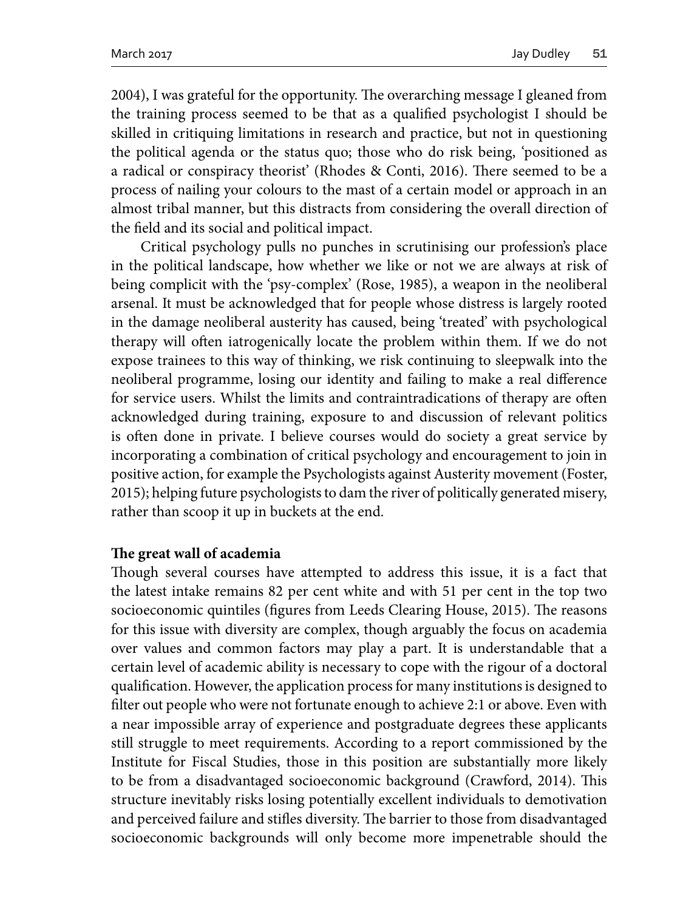2004), I was grateful for the opportunity. The overarching message I gleaned from the training process seemed to be that as a qualified psychologist I should be skilled in critiquing limitations in research and practice, but not in questioning the political agenda or the status quo; those who do risk being, 'positioned as a radical or conspiracy theorist' (Rhodes & Conti, 2016). There seemed to be a process of nailing your colours to the mast of a certain model or approach in an almost tribal manner, but this distracts from considering the overall direction of the field and its social and political impact.

Critical psychology pulls no punches in scrutinising our profession's place in the political landscape, how whether we like or not we are always at risk of being complicit with the 'psy-complex' (Rose, 1985), a weapon in the neoliberal arsenal. It must be acknowledged that for people whose distress is largely rooted in the damage neoliberal austerity has caused, being 'treated' with psychological therapy will often iatrogenically locate the problem within them. If we do not expose trainees to this way of thinking, we risk continuing to sleepwalk into the neoliberal programme, losing our identity and failing to make a real difference for service users. Whilst the limits and contraintradications of therapy are often acknowledged during training, exposure to and discussion of relevant politics is often done in private. I believe courses would do society a great service by incorporating a combination of critical psychology and encouragement to join in positive action, for example the Psychologists against Austerity movement (Foster, 2015); helping future psychologists to dam the river of politically generated misery, rather than scoop it up in buckets at the end.

**The great wall of academia**

Though several courses have attempted to address this issue, it is a fact that the latest intake remains 82 per cent white and with 51 per cent in the top two socioeconomic quintiles (figures from Leeds Clearing House, 2015). The reasons for this issue with diversity are complex, though arguably the focus on academia over values and common factors may play a part. It is understandable that a certain level of academic ability is necessary to cope with the rigour of a doctoral qualification. However, the application process for many institutions is designed to filter out people who were not fortunate enough to achieve 2:1 or above. Even with a near impossible array of experience and postgraduate degrees these applicants still struggle to meet requirements. According to a report commissioned by the Institute for Fiscal Studies, those in this position are substantially more likely to be from a disadvantaged socioeconomic background (Crawford, 2014). This structure inevitably risks losing potentially excellent individuals to demotivation and perceived failure and stifles diversity. The barrier to those from disadvantaged socioeconomic backgrounds will only become more impenetrable should the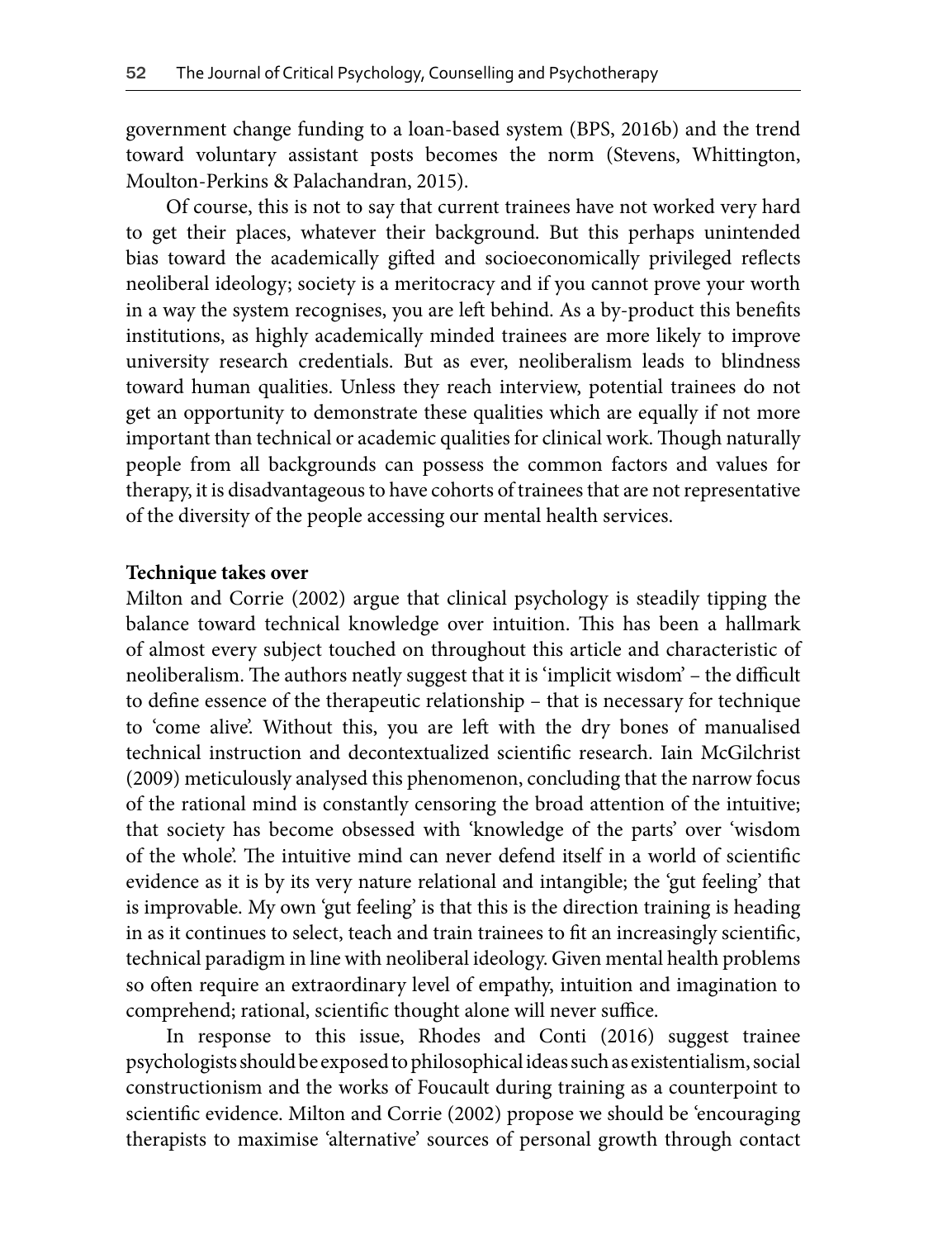government change funding to a loan-based system (BPS, 2016b) and the trend toward voluntary assistant posts becomes the norm (Stevens, Whittington, Moulton-Perkins & Palachandran, 2015).

Of course, this is not to say that current trainees have not worked very hard to get their places, whatever their background. But this perhaps unintended bias toward the academically gifted and socioeconomically privileged reflects neoliberal ideology; society is a meritocracy and if you cannot prove your worth in a way the system recognises, you are left behind. As a by-product this benefits institutions, as highly academically minded trainees are more likely to improve university research credentials. But as ever, neoliberalism leads to blindness toward human qualities. Unless they reach interview, potential trainees do not get an opportunity to demonstrate these qualities which are equally if not more important than technical or academic qualities for clinical work. Though naturally people from all backgrounds can possess the common factors and values for therapy, it is disadvantageous to have cohorts of trainees that are not representative of the diversity of the people accessing our mental health services.

**Technique takes over**

Milton and Corrie (2002) argue that clinical psychology is steadily tipping the balance toward technical knowledge over intuition. This has been a hallmark of almost every subject touched on throughout this article and characteristic of neoliberalism. The authors neatly suggest that it is 'implicit wisdom' – the difficult to define essence of the therapeutic relationship – that is necessary for technique to 'come alive'. Without this, you are left with the dry bones of manualised technical instruction and decontextualized scientific research. Iain McGilchrist (2009) meticulously analysed this phenomenon, concluding that the narrow focus of the rational mind is constantly censoring the broad attention of the intuitive; that society has become obsessed with 'knowledge of the parts' over 'wisdom of the whole'. The intuitive mind can never defend itself in a world of scientific evidence as it is by its very nature relational and intangible; the 'gut feeling' that is improvable. My own 'gut feeling' is that this is the direction training is heading in as it continues to select, teach and train trainees to fit an increasingly scientific, technical paradigm in line with neoliberal ideology. Given mental health problems so often require an extraordinary level of empathy, intuition and imagination to comprehend; rational, scientific thought alone will never suffice.

In response to this issue, Rhodes and Conti (2016) suggest trainee psychologists should be exposed to philosophical ideas such as existentialism, social constructionism and the works of Foucault during training as a counterpoint to scientific evidence. Milton and Corrie (2002) propose we should be 'encouraging therapists to maximise 'alternative' sources of personal growth through contact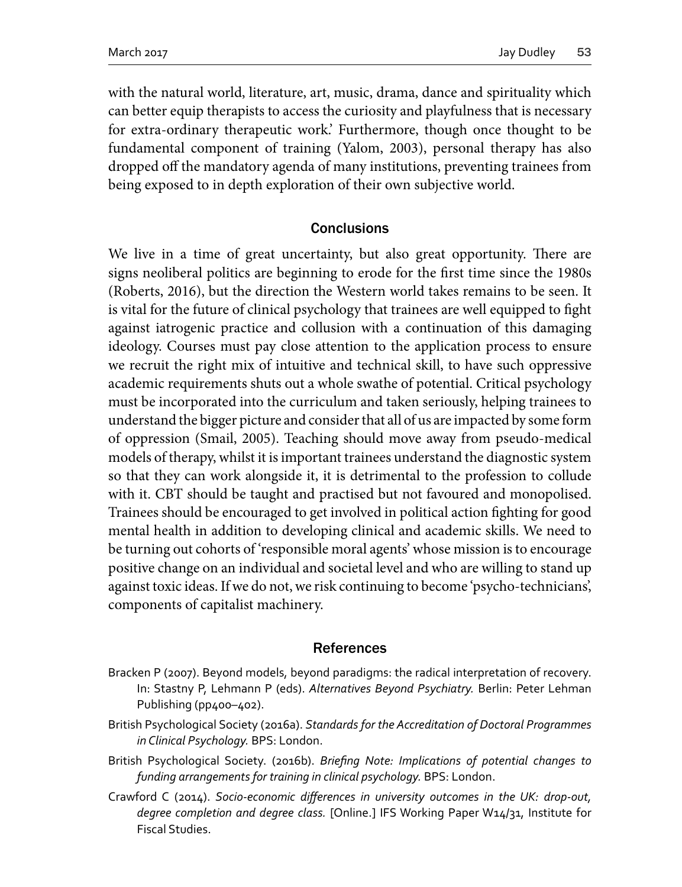with the natural world, literature, art, music, drama, dance and spirituality which can better equip therapists to access the curiosity and playfulness that is necessary for extra-ordinary therapeutic work.' Furthermore, though once thought to be fundamental component of training (Yalom, 2003), personal therapy has also dropped off the mandatory agenda of many institutions, preventing trainees from being exposed to in depth exploration of their own subjective world.

## Conclusions

We live in a time of great uncertainty, but also great opportunity. There are signs neoliberal politics are beginning to erode for the first time since the 1980s (Roberts, 2016), but the direction the Western world takes remains to be seen. It is vital for the future of clinical psychology that trainees are well equipped to fight against iatrogenic practice and collusion with a continuation of this damaging ideology. Courses must pay close attention to the application process to ensure we recruit the right mix of intuitive and technical skill, to have such oppressive academic requirements shuts out a whole swathe of potential. Critical psychology must be incorporated into the curriculum and taken seriously, helping trainees to understand the bigger picture and consider that all of us are impacted by some form of oppression (Smail, 2005). Teaching should move away from pseudo-medical models of therapy, whilst it is important trainees understand the diagnostic system so that they can work alongside it, it is detrimental to the profession to collude with it. CBT should be taught and practised but not favoured and monopolised. Trainees should be encouraged to get involved in political action fighting for good mental health in addition to developing clinical and academic skills. We need to be turning out cohorts of 'responsible moral agents' whose mission is to encourage positive change on an individual and societal level and who are willing to stand up against toxic ideas. If we do not, we risk continuing to become 'psycho-technicians', components of capitalist machinery.

## References

Bracken P (2007). Beyond models, beyond paradigms: the radical interpretation of recovery. In: Stastny P, Lehmann P (eds). *Alternatives Beyond Psychiatry.* Berlin: Peter Lehman Publishing (pp400–402).

British Psychological Society (2016a). *Standards for the Accreditation of Doctoral Programmes in Clinical Psychology.* BPS: London.

British Psychological Society. (2016b). *Briefing Note: Implications of potential changes to funding arrangements for training in clinical psychology.* BPS: London.

Crawford C (2014). *Socio-economic differences in university outcomes in the UK: drop-out, degree completion and degree class.* [Online.] IFS Working Paper W14/31, Institute for Fiscal Studies.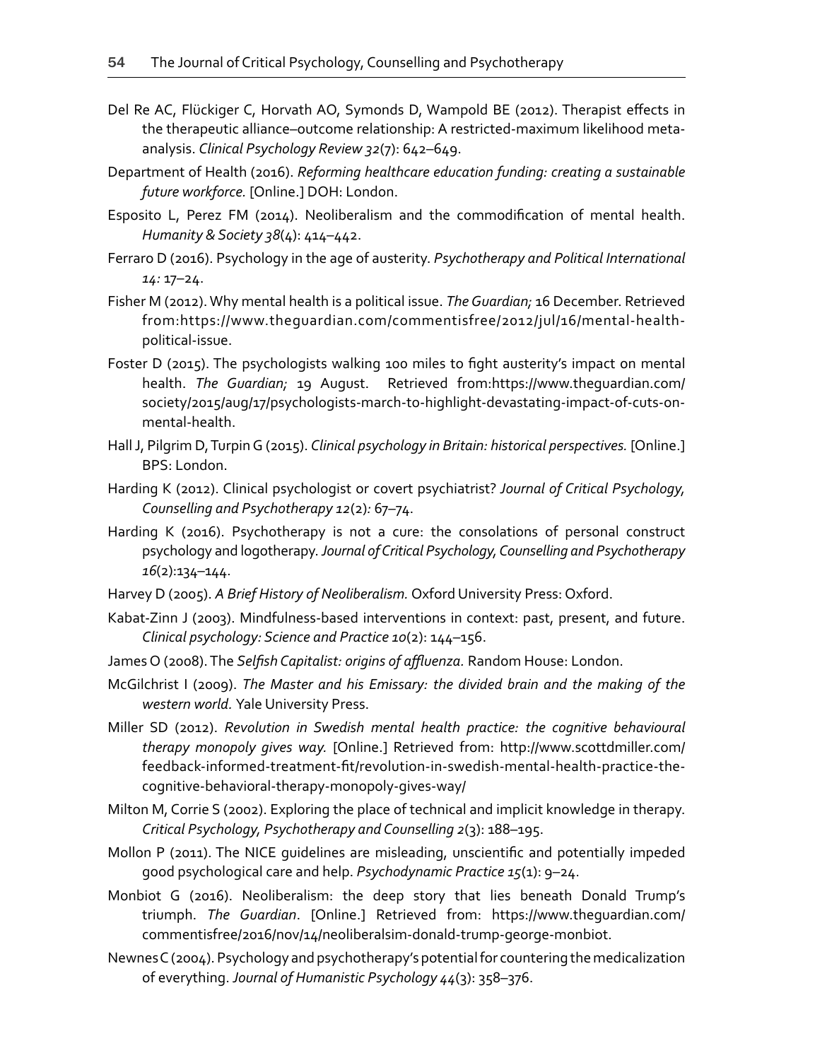Del Re AC, Flückiger C, Horvath AO, Symonds D, Wampold BE (2012). Therapist effects in the therapeutic alliance–outcome relationship: A restricted-maximum likelihood meta-analysis. *Clinical Psychology Review 32*(7): 642–649.

Department of Health (2016). *Reforming healthcare education funding: creating a sustainable future workforce.* [Online.] DOH: London.

Esposito L, Perez FM (2014). Neoliberalism and the commodification of mental health. *Humanity & Society 38*(4): 414–442.

Ferraro D (2016). Psychology in the age of austerity. *Psychotherapy and Political International 14:* 17–24.

Fisher M (2012). Why mental health is a political issue. *The Guardian;* 16 December. Retrieved from:https://www.theguardian.com/commentisfree/2012/jul/16/mental-health-political-issue.

Foster D (2015). The psychologists walking 100 miles to fight austerity's impact on mental health. *The Guardian;* 19 August. Retrieved from:https://www.theguardian.com/society/2015/aug/17/psychologists-march-to-highlight-devastating-impact-of-cuts-on-mental-health.

Hall J, Pilgrim D, Turpin G (2015). *Clinical psychology in Britain: historical perspectives.* [Online.] BPS: London.

Harding K (2012). Clinical psychologist or covert psychiatrist? *Journal of Critical Psychology, Counselling and Psychotherapy 12*(2)*:* 67–74.

Harding K (2016). Psychotherapy is not a cure: the consolations of personal construct psychology and logotherapy. *Journal of Critical Psychology, Counselling and Psychotherapy 16*(2):134–144.

Harvey D (2005). *A Brief History of Neoliberalism.* Oxford University Press: Oxford.

Kabat-Zinn J (2003). Mindfulness-based interventions in context: past, present, and future. *Clinical psychology: Science and Practice 10*(2): 144–156.

James O (2008). The *Selfish Capitalist: origins of affluenza.* Random House: London.

McGilchrist I (2009). *The Master and his Emissary: the divided brain and the making of the western world.* Yale University Press.

Miller SD (2012). *Revolution in Swedish mental health practice: the cognitive behavioural therapy monopoly gives way.* [Online.] Retrieved from: http://www.scottdmiller.com/feedback-informed-treatment-fit/revolution-in-swedish-mental-health-practice-the-cognitive-behavioral-therapy-monopoly-gives-way/

Milton M, Corrie S (2002). Exploring the place of technical and implicit knowledge in therapy. *Critical Psychology, Psychotherapy and Counselling 2*(3): 188–195.

Mollon P (2011). The NICE guidelines are misleading, unscientific and potentially impeded good psychological care and help. *Psychodynamic Practice 15*(1): 9–24.

Monbiot G (2016). Neoliberalism: the deep story that lies beneath Donald Trump's triumph. *The Guardian*. [Online.] Retrieved from: https://www.theguardian.com/commentisfree/2016/nov/14/neoliberalsim-donald-trump-george-monbiot.

Newnes C (2004). Psychology and psychotherapy's potential for countering the medicalization of everything. *Journal of Humanistic Psychology 44*(3): 358–376.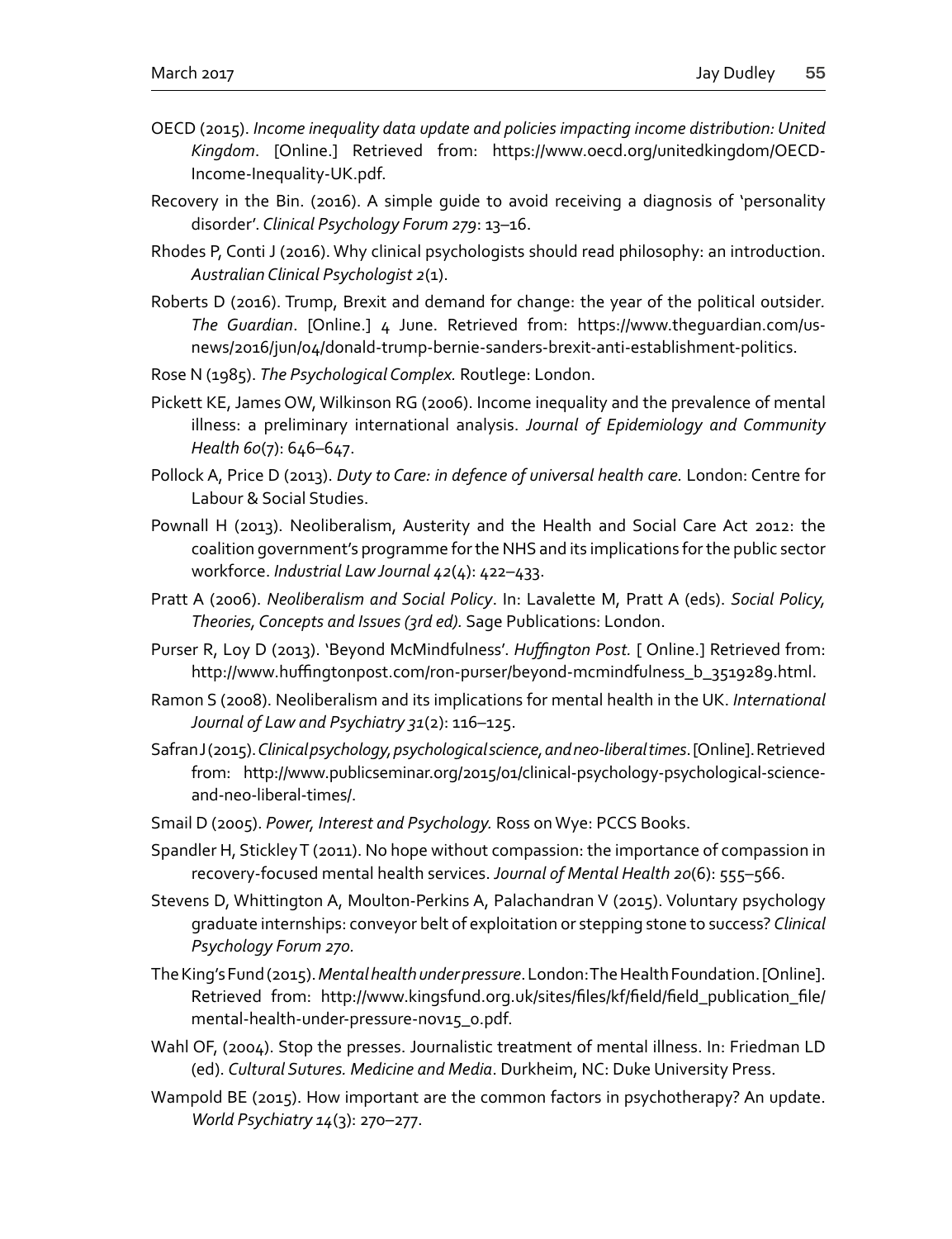OECD (2015). *Income inequality data update and policies impacting income distribution: United Kingdom*. [Online.] Retrieved from: https://www.oecd.org/unitedkingdom/OECD-Income-Inequality-UK.pdf.

Recovery in the Bin. (2016). A simple guide to avoid receiving a diagnosis of 'personality disorder'. *Clinical Psychology Forum 279*: 13–16.

Rhodes P, Conti J (2016). Why clinical psychologists should read philosophy: an introduction. *Australian Clinical Psychologist 2*(1).

Roberts D (2016). Trump, Brexit and demand for change: the year of the political outsider. *The Guardian*. [Online.] 4 June. Retrieved from: https://www.theguardian.com/us-news/2016/jun/04/donald-trump-bernie-sanders-brexit-anti-establishment-politics.

Rose N (1985). *The Psychological Complex.* Routlege: London.

Pickett KE, James OW, Wilkinson RG (2006). Income inequality and the prevalence of mental illness: a preliminary international analysis. *Journal of Epidemiology and Community Health 60*(7): 646–647.

Pollock A, Price D (2013). *Duty to Care: in defence of universal health care.* London: Centre for Labour & Social Studies.

Pownall H (2013). Neoliberalism, Austerity and the Health and Social Care Act 2012: the coalition government's programme for the NHS and its implications for the public sector workforce. *Industrial Law Journal 42*(4): 422–433.

Pratt A (2006). *Neoliberalism and Social Policy*. In: Lavalette M, Pratt A (eds). *Social Policy, Theories, Concepts and Issues (3rd ed).* Sage Publications: London.

Purser R, Loy D (2013). 'Beyond McMindfulness'. *Huffington Post.* [ Online.] Retrieved from: http://www.huffingtonpost.com/ron-purser/beyond-mcmindfulness_b_3519289.html.

Ramon S (2008). Neoliberalism and its implications for mental health in the UK. *International Journal of Law and Psychiatry 31*(2): 116–125.

Safran J (2015). *Clinical psychology, psychological science, and neo-liberal times*. [Online]. Retrieved from: http://www.publicseminar.org/2015/01/clinical-psychology-psychological-science-and-neo-liberal-times/.

Smail D (2005). *Power, Interest and Psychology.* Ross on Wye: PCCS Books.

Spandler H, Stickley T (2011). No hope without compassion: the importance of compassion in recovery-focused mental health services. *Journal of Mental Health 20*(6): 555–566.

Stevens D, Whittington A, Moulton-Perkins A, Palachandran V (2015). Voluntary psychology graduate internships: conveyor belt of exploitation or stepping stone to success? *Clinical Psychology Forum 270*.

The King's Fund (2015). *Mental health under pressure*. London: The Health Foundation. [Online]. Retrieved from: http://www.kingsfund.org.uk/sites/files/kf/field/field_publication_file/mental-health-under-pressure-nov15_0.pdf.

Wahl OF, (2004). Stop the presses. Journalistic treatment of mental illness. In: Friedman LD (ed). *Cultural Sutures. Medicine and Media*. Durkheim, NC: Duke University Press.

Wampold BE (2015). How important are the common factors in psychotherapy? An update. *World Psychiatry 14*(3): 270–277.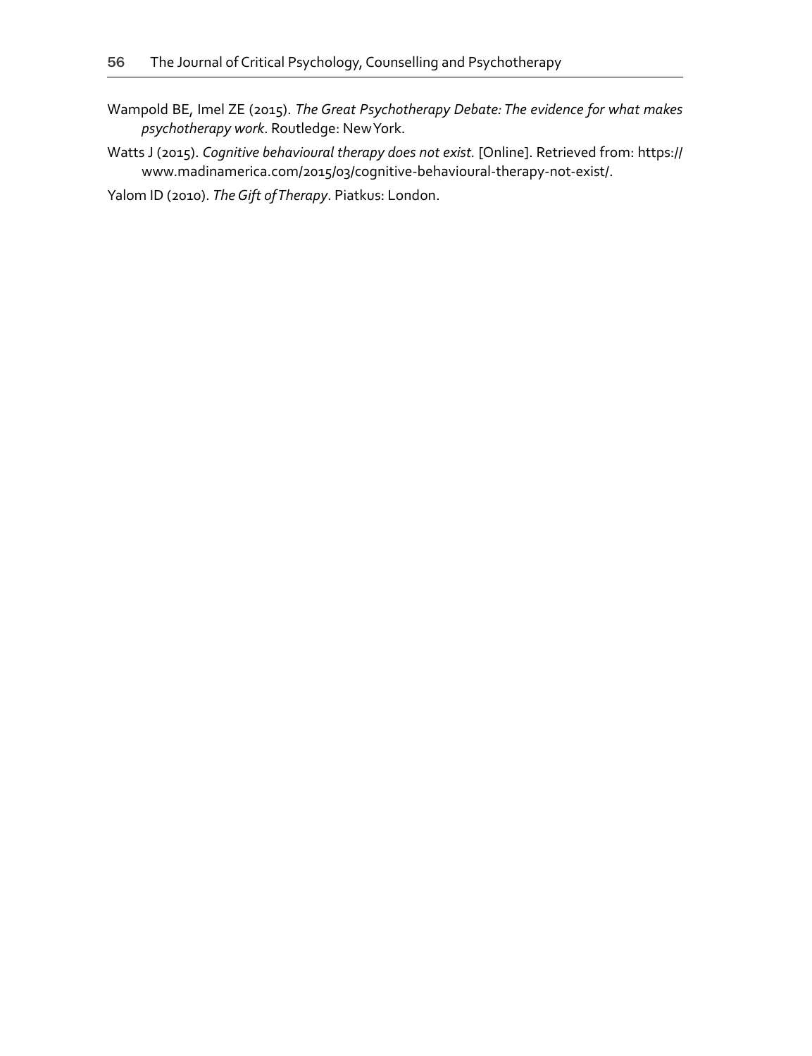Wampold BE, Imel ZE (2015). *The Great Psychotherapy Debate: The evidence for what makes psychotherapy work*. Routledge: New York.

Watts J (2015). *Cognitive behavioural therapy does not exist.* [Online]. Retrieved from: https://www.madinamerica.com/2015/03/cognitive-behavioural-therapy-not-exist/.

Yalom ID (2010). *The Gift of Therapy*. Piatkus: London.